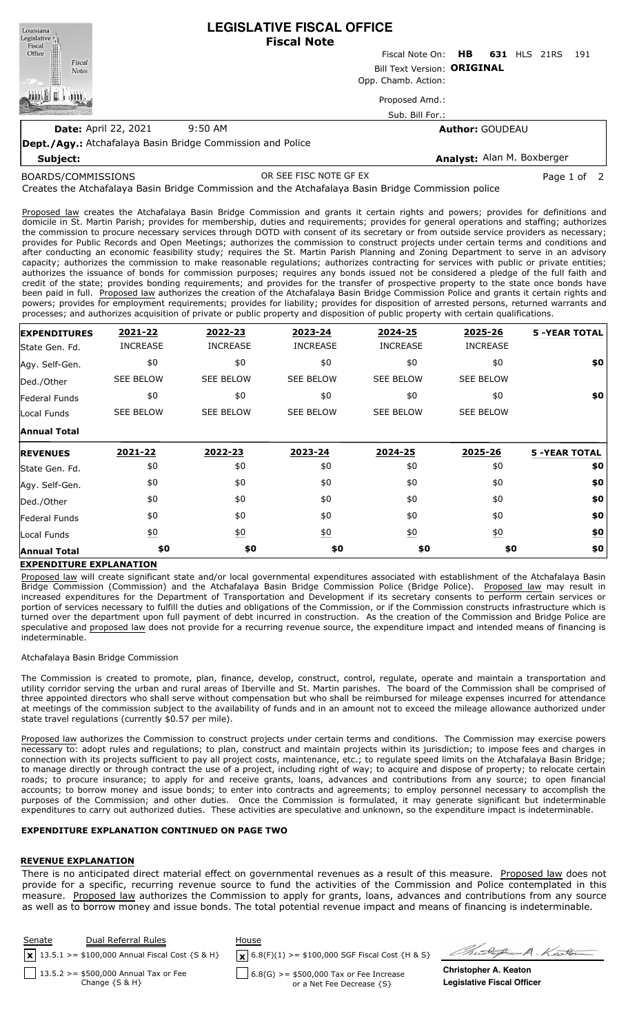# LEGISLATIVE FISCAL OFFICE
## Fiscal Note

Fiscal Note On: **HB 631** HLS 21RS 191

Bill Text Version: **ORIGINAL**

Opp. Chamb. Action:

Proposed Amd.:

Sub. Bill For.:

**Date:** April 22, 2021 9:50 AM

**Author:** GOUDEAU

**Dept./Agy.:** Atchafalaya Basin Bridge Commission and Police

**Subject:**

**Analyst:** Alan M. Boxberger

BOARDS/COMMISSIONS OR SEE FISC NOTE GF EX

Creates the Atchafalaya Basin Bridge Commission and the Atchafalaya Basin Bridge Commission police

Proposed law creates the Atchafalaya Basin Bridge Commission and grants it certain rights and powers; provides for definitions and domicile in St. Martin Parish; provides for membership, duties and requirements; provides for general operations and staffing; authorizes the commission to procure necessary services through DOTD with consent of its secretary or from outside service providers as necessary; provides for Public Records and Open Meetings; authorizes the commission to construct projects under certain terms and conditions and after conducting an economic feasibility study; requires the St. Martin Parish Planning and Zoning Department to serve in an advisory capacity; authorizes the commission to make reasonable regulations; authorizes contracting for services with public or private entities; authorizes the issuance of bonds for commission purposes; requires any bonds issued not be considered a pledge of the full faith and credit of the state; provides bonding requirements; and provides for the transfer of prospective property to the state once bonds have been paid in full. Proposed law authorizes the creation of the Atchafalaya Basin Bridge Commission Police and grants it certain rights and powers; provides for employment requirements; provides for liability; provides for disposition of arrested persons, returned warrants and processes; and authorizes acquisition of private or public property and disposition of public property with certain qualifications.

| **EXPENDITURES** | **2021-22** | **2022-23** | **2023-24** | **2024-25** | **2025-26** | **5 -YEAR TOTAL** |
|---|---|---|---|---|---|---|
| State Gen. Fd. | INCREASE | INCREASE | INCREASE | INCREASE | INCREASE | |
| Agy. Self-Gen. | $0 | $0 | $0 | $0 | $0 | **$0** |
| Ded./Other | SEE BELOW | SEE BELOW | SEE BELOW | SEE BELOW | SEE BELOW | |
| Federal Funds | $0 | $0 | $0 | $0 | $0 | **$0** |
| Local Funds | SEE BELOW | SEE BELOW | SEE BELOW | SEE BELOW | SEE BELOW | |
| **Annual Total** | | | | | | |

| **REVENUES** | **2021-22** | **2022-23** | **2023-24** | **2024-25** | **2025-26** | **5 -YEAR TOTAL** |
|---|---|---|---|---|---|---|
| State Gen. Fd. | $0 | $0 | $0 | $0 | $0 | **$0** |
| Agy. Self-Gen. | $0 | $0 | $0 | $0 | $0 | **$0** |
| Ded./Other | $0 | $0 | $0 | $0 | $0 | **$0** |
| Federal Funds | $0 | $0 | $0 | $0 | $0 | **$0** |
| Local Funds | $0 | $0 | $0 | $0 | $0 | **$0** |
| **Annual Total** | **$0** | **$0** | **$0** | **$0** | **$0** | **$0** |

### EXPENDITURE EXPLANATION

Proposed law will create significant state and/or local governmental expenditures associated with establishment of the Atchafalaya Basin Bridge Commission (Commission) and the Atchafalaya Basin Bridge Commission Police (Bridge Police). Proposed law may result in increased expenditures for the Department of Transportation and Development if its secretary consents to perform certain services or portion of services necessary to fulfill the duties and obligations of the Commission, or if the Commission constructs infrastructure which is turned over the department upon full payment of debt incurred in construction. As the creation of the Commission and Bridge Police are speculative and proposed law does not provide for a recurring revenue source, the expenditure impact and intended means of financing is indeterminable.

Atchafalaya Basin Bridge Commission

The Commission is created to promote, plan, finance, develop, construct, control, regulate, operate and maintain a transportation and utility corridor serving the urban and rural areas of Iberville and St. Martin parishes. The board of the Commission shall be comprised of three appointed directors who shall serve without compensation but who shall be reimbursed for mileage expenses incurred for attendance at meetings of the commission subject to the availability of funds and in an amount not to exceed the mileage allowance authorized under state travel regulations (currently $0.57 per mile).

Proposed law authorizes the Commission to construct projects under certain terms and conditions. The Commission may exercise powers necessary to: adopt rules and regulations; to plan, construct and maintain projects within its jurisdiction; to impose fees and charges in connection with its projects sufficient to pay all project costs, maintenance, etc.; to regulate speed limits on the Atchafalaya Basin Bridge; to manage directly or through contract the use of a project, including right of way; to acquire and dispose of property; to relocate certain roads; to procure insurance; to apply for and receive grants, loans, advances and contributions from any source; to open financial accounts; to borrow money and issue bonds; to enter into contracts and agreements; to employ personnel necessary to accomplish the purposes of the Commission; and other duties. Once the Commission is formulated, it may generate significant but indeterminable expenditures to carry out authorized duties. These activities are speculative and unknown, so the expenditure impact is indeterminable.

**EXPENDITURE EXPLANATION CONTINUED ON PAGE TWO**

### REVENUE EXPLANATION

There is no anticipated direct material effect on governmental revenues as a result of this measure. Proposed law does not provide for a specific, recurring revenue source to fund the activities of the Commission and Police contemplated in this measure. Proposed law authorizes the Commission to apply for grants, loans, advances and contributions from any source as well as to borrow money and issue bonds. The total potential revenue impact and means of financing is indeterminable.

| Senate | Dual Referral Rules | House |
|---|---|---|
| [x] | 13.5.1 >= $100,000 Annual Fiscal Cost {S & H} | [x] 6.8(F)(1) >= $100,000 SGF Fiscal Cost {H & S} |
| [ ] | 13.5.2 >= $500,000 Annual Tax or Fee Change {S & H} | [ ] 6.8(G) >= $500,000 Tax or Fee Increase or a Net Fee Decrease {S} |

**Christopher A. Keaton**
**Legislative Fiscal Officer**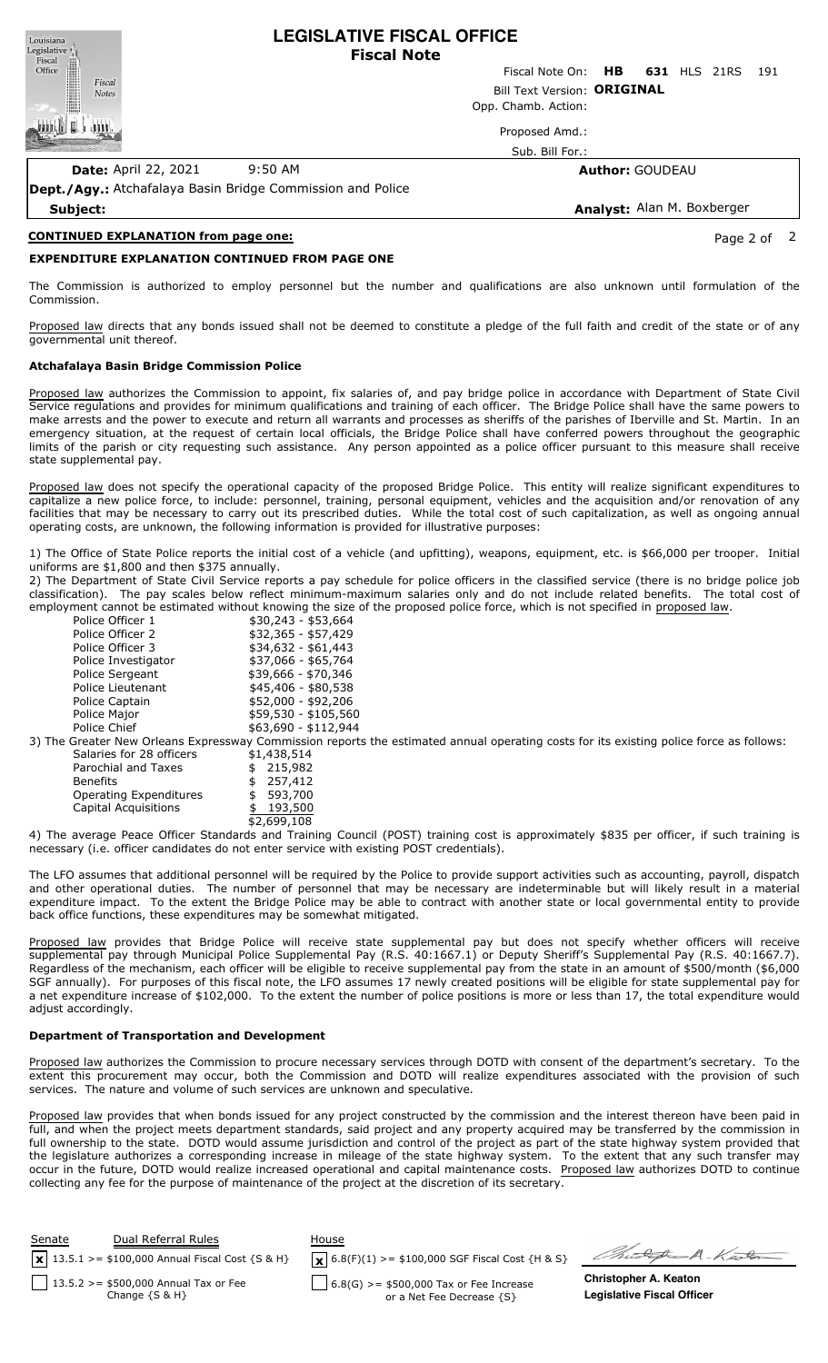# LEGISLATIVE FISCAL OFFICE
## Fiscal Note

Fiscal Note On: **HB 631** HLS 21RS 191

Bill Text Version: **ORIGINAL**

Opp. Chamb. Action:

Proposed Amd.:

Sub. Bill For.:

**Date:** April 22, 2021 9:50 AM

**Author:** GOUDEAU

**Dept./Agy.:** Atchafalaya Basin Bridge Commission and Police

**Subject:**

**Analyst:** Alan M. Boxberger

**CONTINUED EXPLANATION from page one:**

**EXPENDITURE EXPLANATION CONTINUED FROM PAGE ONE**

The Commission is authorized to employ personnel but the number and qualifications are also unknown until formulation of the Commission.

Proposed law directs that any bonds issued shall not be deemed to constitute a pledge of the full faith and credit of the state or of any governmental unit thereof.

**Atchafalaya Basin Bridge Commission Police**

Proposed law authorizes the Commission to appoint, fix salaries of, and pay bridge police in accordance with Department of State Civil Service regulations and provides for minimum qualifications and training of each officer. The Bridge Police shall have the same powers to make arrests and the power to execute and return all warrants and processes as sheriffs of the parishes of Iberville and St. Martin. In an emergency situation, at the request of certain local officials, the Bridge Police shall have conferred powers throughout the geographic limits of the parish or city requesting such assistance. Any person appointed as a police officer pursuant to this measure shall receive state supplemental pay.

Proposed law does not specify the operational capacity of the proposed Bridge Police. This entity will realize significant expenditures to capitalize a new police force, to include: personnel, training, personal equipment, vehicles and the acquisition and/or renovation of any facilities that may be necessary to carry out its prescribed duties. While the total cost of such capitalization, as well as ongoing annual operating costs, are unknown, the following information is provided for illustrative purposes:

1) The Office of State Police reports the initial cost of a vehicle (and upfitting), weapons, equipment, etc. is $66,000 per trooper. Initial uniforms are $1,800 and then $375 annually.

2) The Department of State Civil Service reports a pay schedule for police officers in the classified service (there is no bridge police job classification). The pay scales below reflect minimum-maximum salaries only and do not include related benefits. The total cost of employment cannot be estimated without knowing the size of the proposed police force, which is not specified in proposed law.

| | |
|---|---|
| Police Officer 1 | $30,243 - $53,664 |
| Police Officer 2 | $32,365 - $57,429 |
| Police Officer 3 | $34,632 - $61,443 |
| Police Investigator | $37,066 - $65,764 |
| Police Sergeant | $39,666 - $70,346 |
| Police Lieutenant | $45,406 - $80,538 |
| Police Captain | $52,000 - $92,206 |
| Police Major | $59,530 - $105,560 |
| Police Chief | $63,690 - $112,944 |

3) The Greater New Orleans Expressway Commission reports the estimated annual operating costs for its existing police force as follows:

| | |
|---|---|
| Salaries for 28 officers | $1,438,514 |
| Parochial and Taxes | $ 215,982 |
| Benefits | $ 257,412 |
| Operating Expenditures | $ 593,700 |
| Capital Acquisitions | $ 193,500 |
| | $2,699,108 |

4) The average Peace Officer Standards and Training Council (POST) training cost is approximately $835 per officer, if such training is necessary (i.e. officer candidates do not enter service with existing POST credentials).

The LFO assumes that additional personnel will be required by the Police to provide support activities such as accounting, payroll, dispatch and other operational duties. The number of personnel that may be necessary are indeterminable but will likely result in a material expenditure impact. To the extent the Bridge Police may be able to contract with another state or local governmental entity to provide back office functions, these expenditures may be somewhat mitigated.

Proposed law provides that Bridge Police will receive state supplemental pay but does not specify whether officers will receive supplemental pay through Municipal Police Supplemental Pay (R.S. 40:1667.1) or Deputy Sheriff's Supplemental Pay (R.S. 40:1667.7). Regardless of the mechanism, each officer will be eligible to receive supplemental pay from the state in an amount of $500/month ($6,000 SGF annually). For purposes of this fiscal note, the LFO assumes 17 newly created positions will be eligible for state supplemental pay for a net expenditure increase of $102,000. To the extent the number of police positions is more or less than 17, the total expenditure would adjust accordingly.

**Department of Transportation and Development**

Proposed law authorizes the Commission to procure necessary services through DOTD with consent of the department's secretary. To the extent this procurement may occur, both the Commission and DOTD will realize expenditures associated with the provision of such services. The nature and volume of such services are unknown and speculative.

Proposed law provides that when bonds issued for any project constructed by the commission and the interest thereon have been paid in full, and when the project meets department standards, said project and any property acquired may be transferred by the commission in full ownership to the state. DOTD would assume jurisdiction and control of the project as part of the state highway system provided that the legislature authorizes a corresponding increase in mileage of the state highway system. To the extent that any such transfer may occur in the future, DOTD would realize increased operational and capital maintenance costs. Proposed law authorizes DOTD to continue collecting any fee for the purpose of maintenance of the project at the discretion of its secretary.

| Senate | Dual Referral Rules | House |
|---|---|---|
| [x] 13.5.1 >= $100,000 Annual Fiscal Cost {S & H} | | [x] 6.8(F)(1) >= $100,000 SGF Fiscal Cost {H & S} |
| [ ] 13.5.2 >= $500,000 Annual Tax or Fee Change {S & H} | | [ ] 6.8(G) >= $500,000 Tax or Fee Increase or a Net Fee Decrease {S} |

**Christopher A. Keaton**
**Legislative Fiscal Officer**